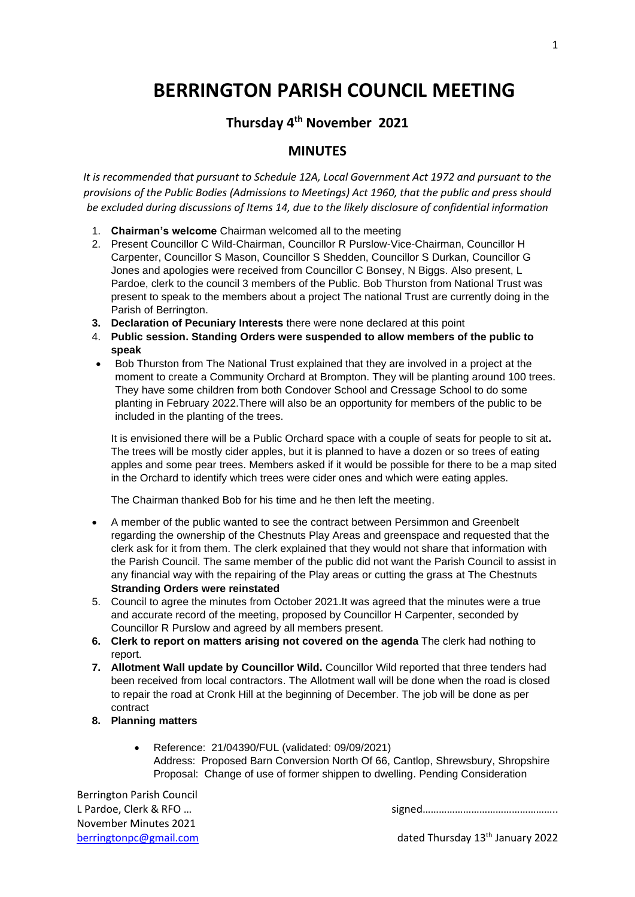# BERRINGTON PARISH COUNCIL MEETING

## Thursday 4th November 2021

## MINUTES

*It is recommended that pursuant to Schedule 12A, Local Government Act 1972 and pursuant to the provisions of the Public Bodies (Admissions to Meetings) Act 1960, that the public and press should be excluded during discussions of Items 14, due to the likely disclosure of confidential information*

1. **Chairman's welcome** Chairman welcomed all to the meeting
2. Present Councillor C Wild-Chairman, Councillor R Purslow-Vice-Chairman, Councillor H Carpenter, Councillor S Mason, Councillor S Shedden, Councillor S Durkan, Councillor G Jones and apologies were received from Councillor C Bonsey, N Biggs. Also present, L Pardoe, clerk to the council 3 members of the Public. Bob Thurston from National Trust was present to speak to the members about a project The national Trust are currently doing in the Parish of Berrington.
3. **Declaration of Pecuniary Interests** there were none declared at this point
4. **Public session. Standing Orders were suspended to allow members of the public to speak**

- Bob Thurston from The National Trust explained that they are involved in a project at the moment to create a Community Orchard at Brompton. They will be planting around 100 trees. They have some children from both Condover School and Cressage School to do some planting in February 2022.There will also be an opportunity for members of the public to be included in the planting of the trees.

  It is envisioned there will be a Public Orchard space with a couple of seats for people to sit at**.** The trees will be mostly cider apples, but it is planned to have a dozen or so trees of eating apples and some pear trees. Members asked if it would be possible for there to be a map sited in the Orchard to identify which trees were cider ones and which were eating apples.

  The Chairman thanked Bob for his time and he then left the meeting.

- A member of the public wanted to see the contract between Persimmon and Greenbelt regarding the ownership of the Chestnuts Play Areas and greenspace and requested that the clerk ask for it from them. The clerk explained that they would not share that information with the Parish Council. The same member of the public did not want the Parish Council to assist in any financial way with the repairing of the Play areas or cutting the grass at The Chestnuts **Stranding Orders were reinstated**

5. Council to agree the minutes from October 2021.It was agreed that the minutes were a true and accurate record of the meeting, proposed by Councillor H Carpenter, seconded by Councillor R Purslow and agreed by all members present.
6. **Clerk to report on matters arising not covered on the agenda** The clerk had nothing to report.
7. **Allotment Wall update by Councillor Wild.** Councillor Wild reported that three tenders had been received from local contractors. The Allotment wall will be done when the road is closed to repair the road at Cronk Hill at the beginning of December. The job will be done as per contract
8. **Planning matters**

   - Reference: 21/04390/FUL (validated: 09/09/2021)
     Address: Proposed Barn Conversion North Of 66, Cantlop, Shrewsbury, Shropshire
     Proposal: Change of use of former shippen to dwelling. Pending Consideration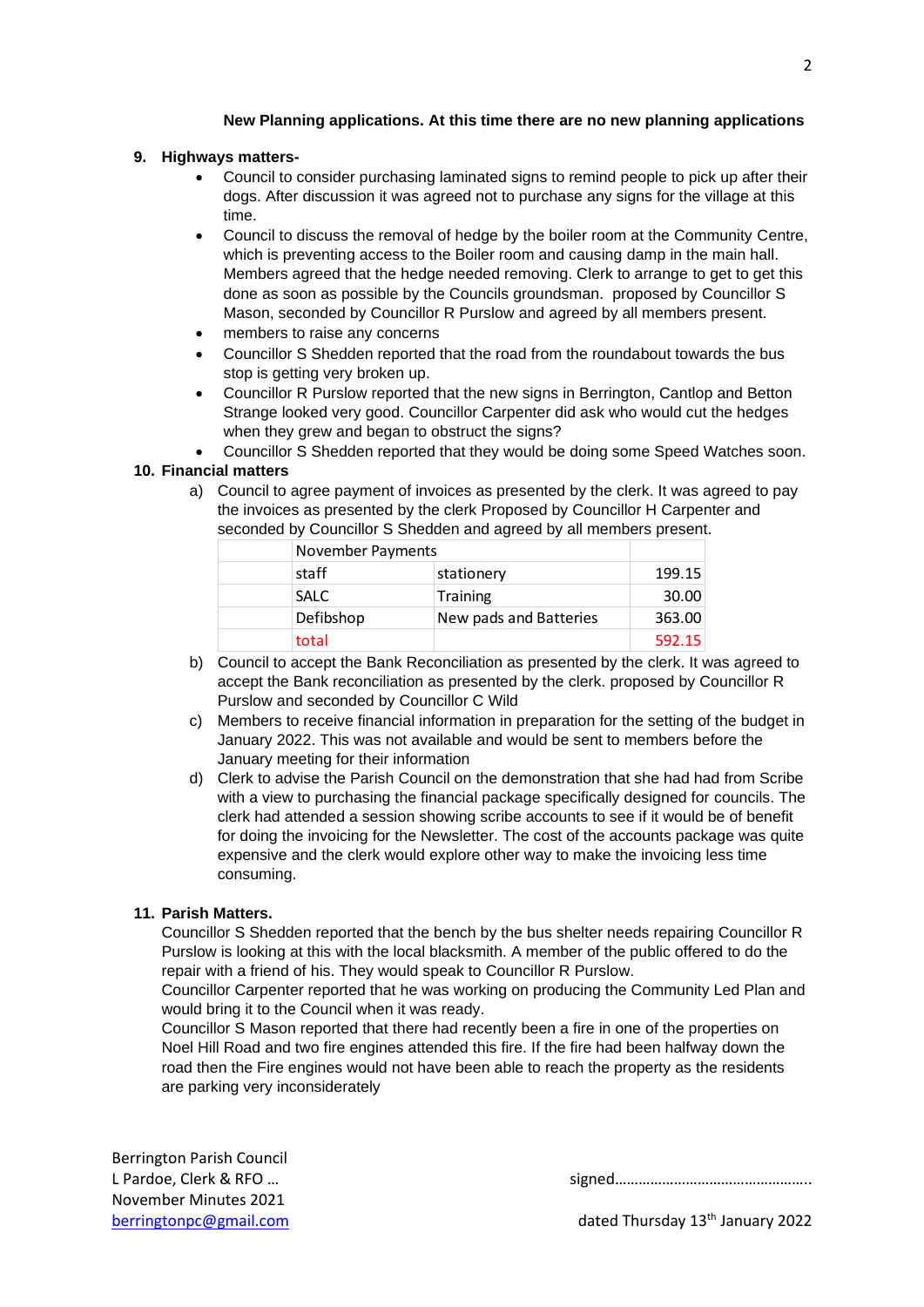**New Planning applications. At this time there are no new planning applications**

**9. Highways matters-**

- Council to consider purchasing laminated signs to remind people to pick up after their dogs. After discussion it was agreed not to purchase any signs for the village at this time.
- Council to discuss the removal of hedge by the boiler room at the Community Centre, which is preventing access to the Boiler room and causing damp in the main hall. Members agreed that the hedge needed removing. Clerk to arrange to get to get this done as soon as possible by the Councils groundsman. proposed by Councillor S Mason, seconded by Councillor R Purslow and agreed by all members present.
- members to raise any concerns
- Councillor S Shedden reported that the road from the roundabout towards the bus stop is getting very broken up.
- Councillor R Purslow reported that the new signs in Berrington, Cantlop and Betton Strange looked very good. Councillor Carpenter did ask who would cut the hedges when they grew and began to obstruct the signs?
- Councillor S Shedden reported that they would be doing some Speed Watches soon.

**10. Financial matters**

a) Council to agree payment of invoices as presented by the clerk. It was agreed to pay the invoices as presented by the clerk Proposed by Councillor H Carpenter and seconded by Councillor S Shedden and agreed by all members present.

| | November Payments | | |
|---|---|---|---|
| | staff | stationery | 199.15 |
| | SALC | Training | 30.00 |
| | Defibshop | New pads and Batteries | 363.00 |
| | total | | 592.15 |

b) Council to accept the Bank Reconciliation as presented by the clerk. It was agreed to accept the Bank reconciliation as presented by the clerk. proposed by Councillor R Purslow and seconded by Councillor C Wild

c) Members to receive financial information in preparation for the setting of the budget in January 2022. This was not available and would be sent to members before the January meeting for their information

d) Clerk to advise the Parish Council on the demonstration that she had had from Scribe with a view to purchasing the financial package specifically designed for councils. The clerk had attended a session showing scribe accounts to see if it would be of benefit for doing the invoicing for the Newsletter. The cost of the accounts package was quite expensive and the clerk would explore other way to make the invoicing less time consuming.

**11. Parish Matters.**

Councillor S Shedden reported that the bench by the bus shelter needs repairing Councillor R Purslow is looking at this with the local blacksmith. A member of the public offered to do the repair with a friend of his. They would speak to Councillor R Purslow.
Councillor Carpenter reported that he was working on producing the Community Led Plan and would bring it to the Council when it was ready.
Councillor S Mason reported that there had recently been a fire in one of the properties on Noel Hill Road and two fire engines attended this fire. If the fire had been halfway down the road then the Fire engines would not have been able to reach the property as the residents are parking very inconsiderately

Berrington Parish Council
L Pardoe, Clerk & RFO …
November Minutes 2021
berringtonpc@gmail.com

signed…………………………………………..

dated Thursday 13th January 2022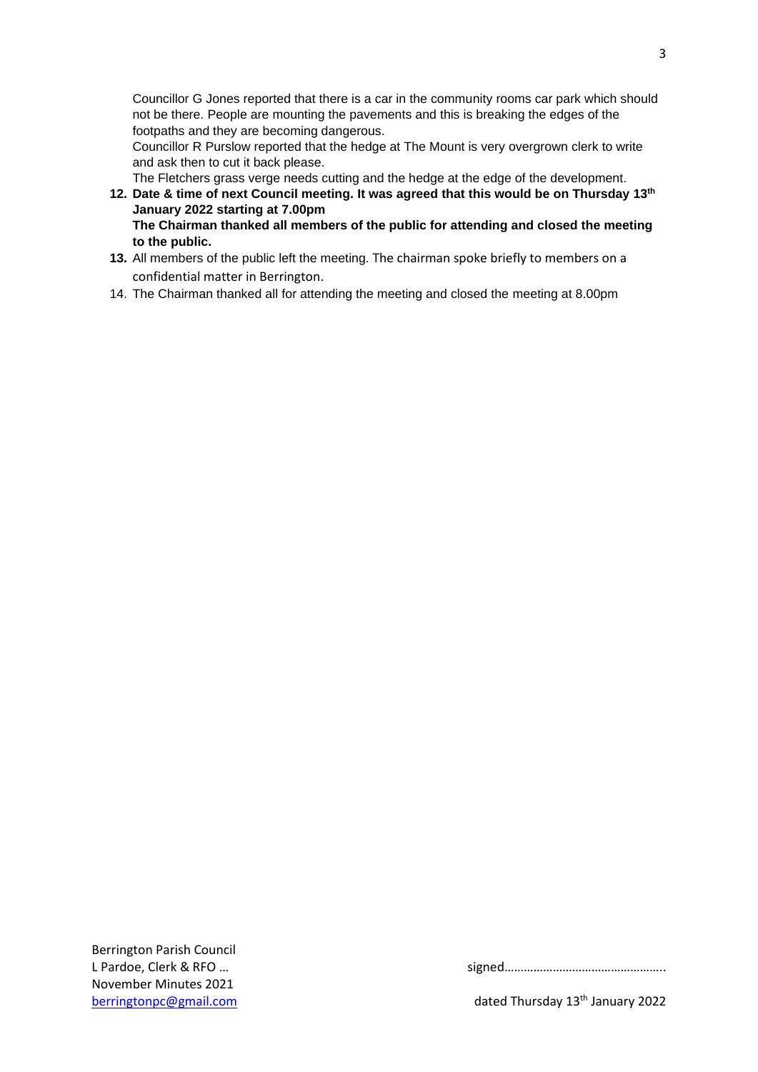Councillor G Jones reported that there is a car in the community rooms car park which should not be there. People are mounting the pavements and this is breaking the edges of the footpaths and they are becoming dangerous.

Councillor R Purslow reported that the hedge at The Mount is very overgrown clerk to write and ask then to cut it back please.

The Fletchers grass verge needs cutting and the hedge at the edge of the development.

12. **Date & time of next Council meeting. It was agreed that this would be on Thursday 13th January 2022 starting at 7.00pm**
    **The Chairman thanked all members of the public for attending and closed the meeting to the public.**
13. All members of the public left the meeting. The chairman spoke briefly to members on a confidential matter in Berrington.
14. The Chairman thanked all for attending the meeting and closed the meeting at 8.00pm

Berrington Parish Council
L Pardoe, Clerk & RFO …
November Minutes 2021
berringtonpc@gmail.com

signed…………………………………………..

dated Thursday 13th January 2022